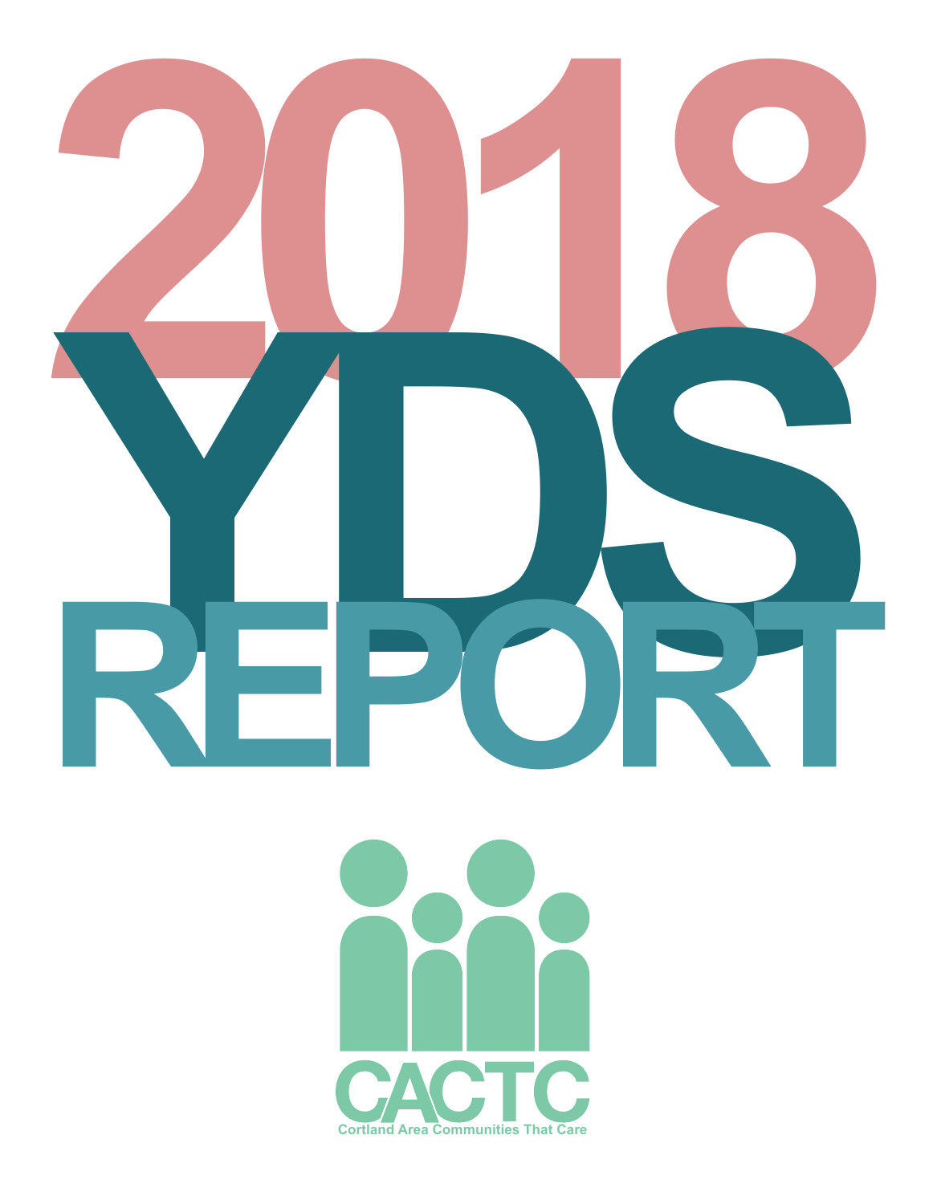# 2018 YDS REPORT

CACTC

Cortland Area Communities That Care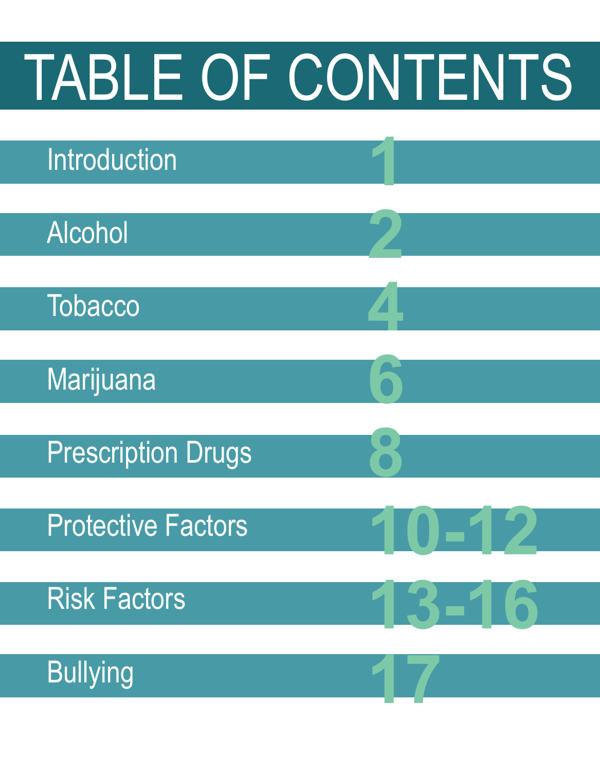# TABLE OF CONTENTS

| Section | Page |
| --- | --- |
| Introduction | 1 |
| Alcohol | 2 |
| Tobacco | 4 |
| Marijuana | 6 |
| Prescription Drugs | 8 |
| Protective Factors | 10-12 |
| Risk Factors | 13-16 |
| Bullying | 17 |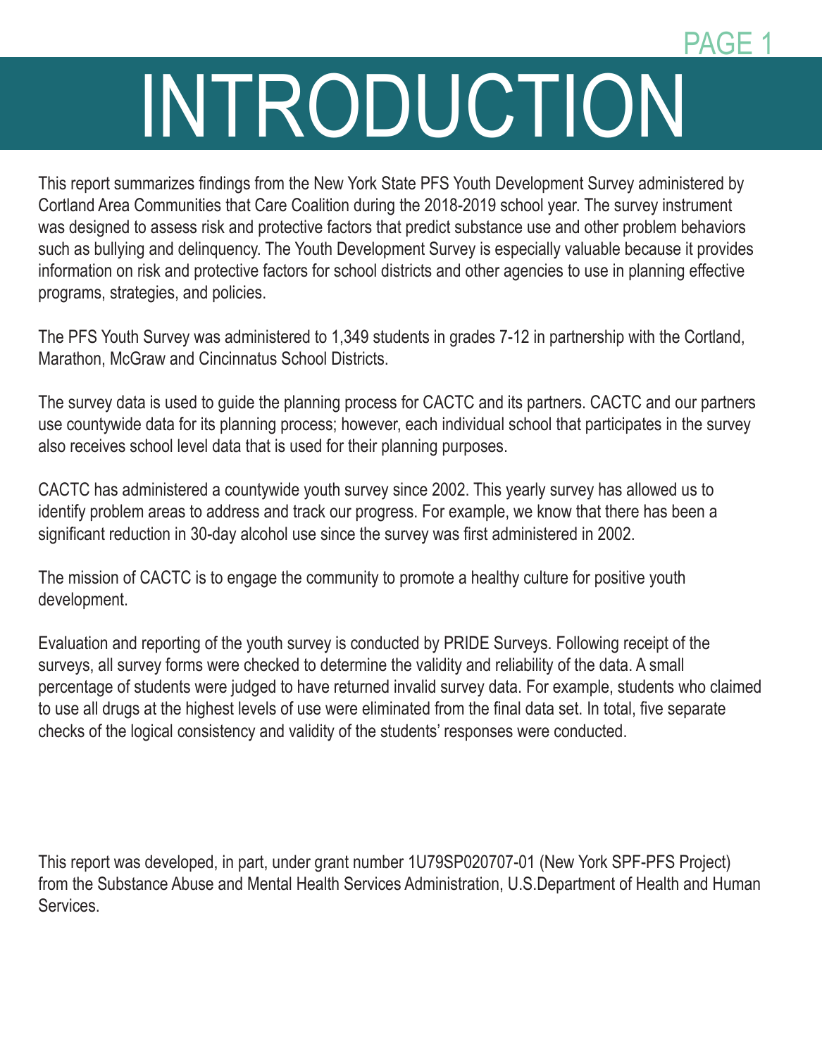# INTRODUCTION

This report summarizes findings from the New York State PFS Youth Development Survey administered by Cortland Area Communities that Care Coalition during the 2018-2019 school year. The survey instrument was designed to assess risk and protective factors that predict substance use and other problem behaviors such as bullying and delinquency. The Youth Development Survey is especially valuable because it provides information on risk and protective factors for school districts and other agencies to use in planning effective programs, strategies, and policies.

The PFS Youth Survey was administered to 1,349 students in grades 7-12 in partnership with the Cortland, Marathon, McGraw and Cincinnatus School Districts.

The survey data is used to guide the planning process for CACTC and its partners. CACTC and our partners use countywide data for its planning process; however, each individual school that participates in the survey also receives school level data that is used for their planning purposes.

CACTC has administered a countywide youth survey since 2002. This yearly survey has allowed us to identify problem areas to address and track our progress. For example, we know that there has been a significant reduction in 30-day alcohol use since the survey was first administered in 2002.

The mission of CACTC is to engage the community to promote a healthy culture for positive youth development.

Evaluation and reporting of the youth survey is conducted by PRIDE Surveys. Following receipt of the surveys, all survey forms were checked to determine the validity and reliability of the data. A small percentage of students were judged to have returned invalid survey data. For example, students who claimed to use all drugs at the highest levels of use were eliminated from the final data set. In total, five separate checks of the logical consistency and validity of the students' responses were conducted.

This report was developed, in part, under grant number 1U79SP020707-01 (New York SPF-PFS Project) from the Substance Abuse and Mental Health Services Administration, U.S.Department of Health and Human Services.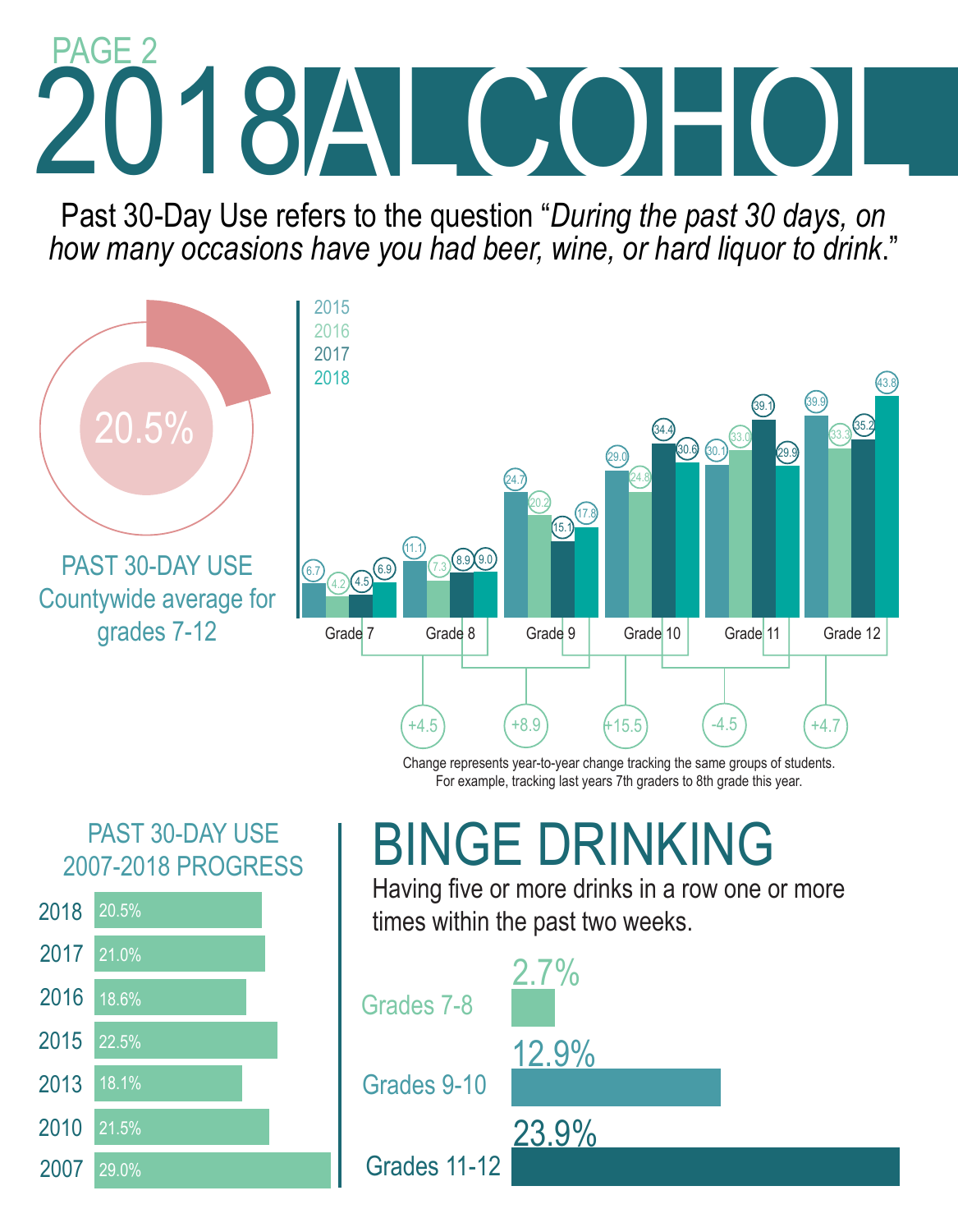PAGE 2

# 2018 ALCOHOL

Past 30-Day Use refers to the question "*During the past 30 days, on how many occasions have you had beer, wine, or hard liquor to drink*."

**20.5%**

PAST 30-DAY USE
Countywide average for grades 7-12

| Grade | 2015 | 2016 | 2017 | 2018 |
|---|---|---|---|---|
| Grade 7 | 6.7 | 4.2 | 4.5 | 6.9 |
| Grade 8 | 11.1 | 7.3 | 8.9 | 9.0 |
| Grade 9 | 24.7 | 20.2 | 15.1 | 17.8 |
| Grade 10 | 29.0 | 24.8 | 34.4 | 30.6 |
| Grade 11 | 30.1 | 33.0 | 39.1 | 29.9 |
| Grade 12 | 39.9 | 33.3 | 35.2 | 43.8 |

| Change | Value |
|---|---|
| Grade 7 (2017) → Grade 8 (2018) | +4.5 |
| Grade 8 (2017) → Grade 9 (2018) | +8.9 |
| Grade 9 (2017) → Grade 10 (2018) | +15.5 |
| Grade 10 (2017) → Grade 11 (2018) | -4.5 |
| Grade 11 (2017) → Grade 12 (2018) | +4.7 |

Change represents year-to-year change tracking the same groups of students. For example, tracking last years 7th graders to 8th grade this year.

## PAST 30-DAY USE 2007-2018 PROGRESS

| Year | Percent |
|---|---|
| 2018 | 20.5% |
| 2017 | 21.0% |
| 2016 | 18.6% |
| 2015 | 22.5% |
| 2013 | 18.1% |
| 2010 | 21.5% |
| 2007 | 29.0% |

## BINGE DRINKING

Having five or more drinks in a row one or more times within the past two weeks.

| Grades | Percent |
|---|---|
| Grades 7-8 | 2.7% |
| Grades 9-10 | 12.9% |
| Grades 11-12 | 23.9% |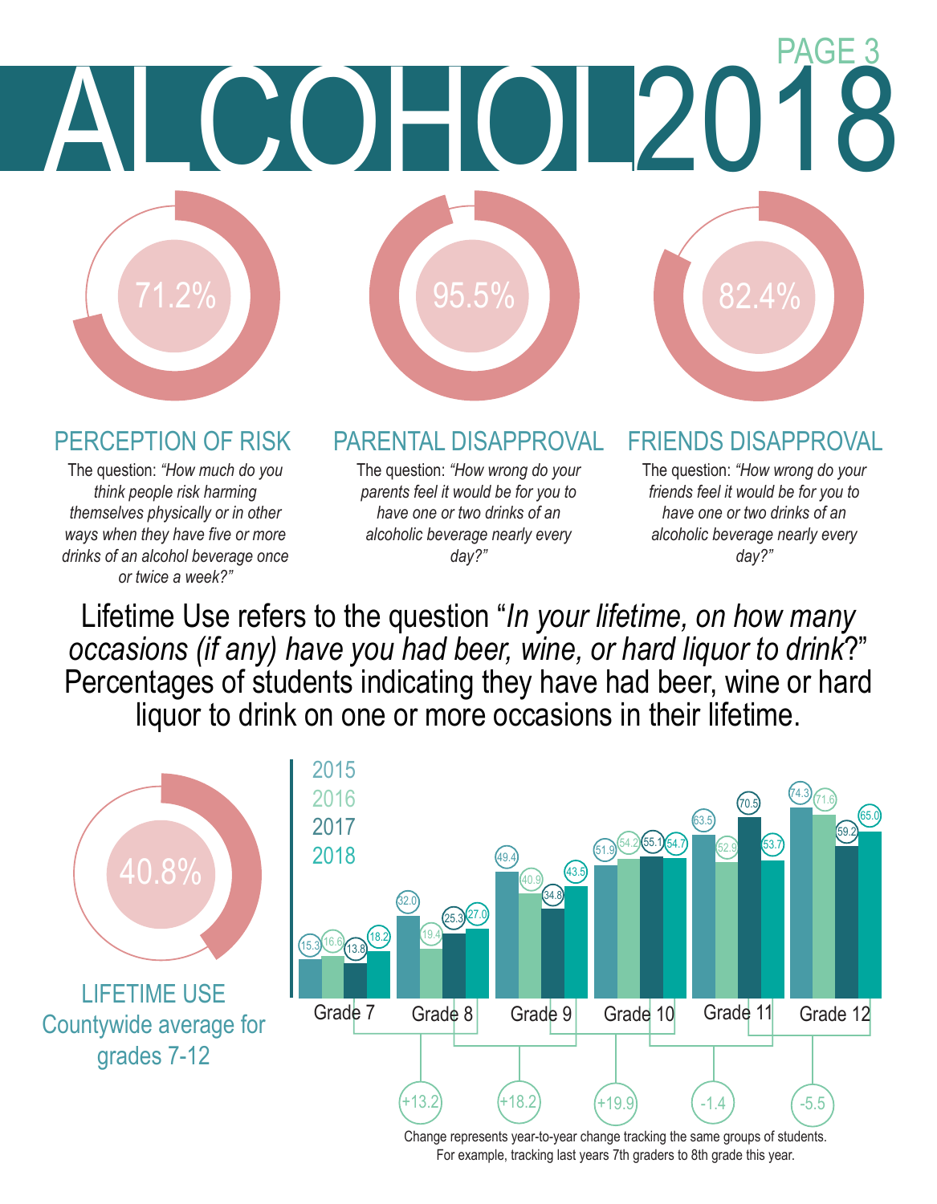# ALCOHOL 2018

PAGE 3

## PERCEPTION OF RISK

71.2%

The question: *"How much do you think people risk harming themselves physically or in other ways when they have five or more drinks of an alcohol beverage once or twice a week?"*

## PARENTAL DISAPPROVAL

95.5%

The question: *"How wrong do your parents feel it would be for you to have one or two drinks of an alcoholic beverage nearly every day?"*

## FRIENDS DISAPPROVAL

82.4%

The question: *"How wrong do your friends feel it would be for you to have one or two drinks of an alcoholic beverage nearly every day?"*

Lifetime Use refers to the question "*In your lifetime, on how many occasions (if any) have you had beer, wine, or hard liquor to drink*?" Percentages of students indicating they have had beer, wine or hard liquor to drink on one or more occasions in their lifetime.

## LIFETIME USE

40.8%

Countywide average for grades 7-12

| | 2015 | 2016 | 2017 | 2018 |
|---|---|---|---|---|
| Grade 7 | 15.3 | 16.6 | 13.8 | 18.2 |
| Grade 8 | 32.0 | 19.4 | 25.3 | 27.0 |
| Grade 9 | 49.4 | 40.9 | 34.8 | 43.5 |
| Grade 10 | 51.9 | 54.2 | 55.1 | 54.7 |
| Grade 11 | 63.5 | 52.9 | 70.5 | 53.7 |
| Grade 12 | 74.3 | 71.6 | 59.2 | 65.0 |

| Change | Value |
|---|---|
| Grade 7 (2017) → Grade 8 (2018) | +13.2 |
| Grade 8 (2017) → Grade 9 (2018) | +18.2 |
| Grade 9 (2017) → Grade 10 (2018) | +19.9 |
| Grade 10 (2017) → Grade 11 (2018) | -1.4 |
| Grade 11 (2017) → Grade 12 (2018) | -5.5 |

Change represents year-to-year change tracking the same groups of students. For example, tracking last years 7th graders to 8th grade this year.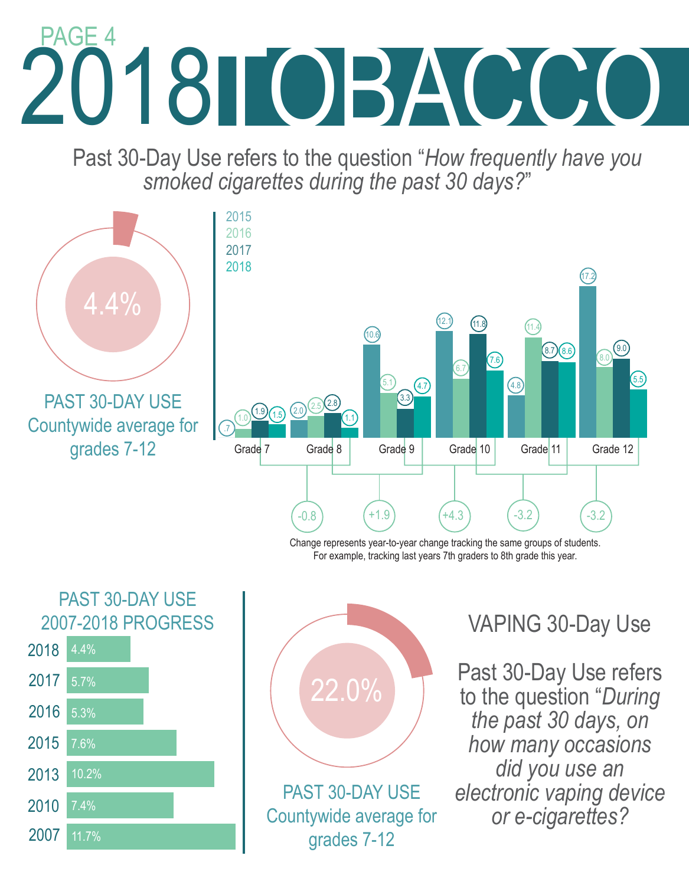PAGE 4

# 2018 TOBACCO

Past 30-Day Use refers to the question "*How frequently have you smoked cigarettes during the past 30 days?*"

4.4%

PAST 30-DAY USE
Countywide average for grades 7-12

| | 2015 | 2016 | 2017 | 2018 |
|---|---|---|---|---|
| Grade 7 | .7 | 1.0 | 1.9 | 1.5 |
| Grade 8 | 2.0 | 2.5 | 2.8 | 1.1 |
| Grade 9 | 10.6 | 5.1 | 3.3 | 4.7 |
| Grade 10 | 12.1 | 6.7 | 11.8 | 7.6 |
| Grade 11 | 4.8 | 11.4 | 8.7 | 8.6 |
| Grade 12 | 17.2 | 8.0 | 9.0 | 5.5 |

| Grade 7 → Grade 8 | Grade 8 → Grade 9 | Grade 9 → Grade 10 | Grade 10 → Grade 11 | Grade 11 → Grade 12 |
|---|---|---|---|---|
| -0.8 | +1.9 | +4.3 | -3.2 | -3.2 |

Change represents year-to-year change tracking the same groups of students. For example, tracking last years 7th graders to 8th grade this year.

## PAST 30-DAY USE 2007-2018 PROGRESS

| Year | Past 30-Day Use |
|---|---|
| 2018 | 4.4% |
| 2017 | 5.7% |
| 2016 | 5.3% |
| 2015 | 7.6% |
| 2013 | 10.2% |
| 2010 | 7.4% |
| 2007 | 11.7% |

22.0%

PAST 30-DAY USE
Countywide average for grades 7-12

## VAPING 30-Day Use

Past 30-Day Use refers to the question "*During the past 30 days, on how many occasions did you use an electronic vaping device or e-cigarettes?*"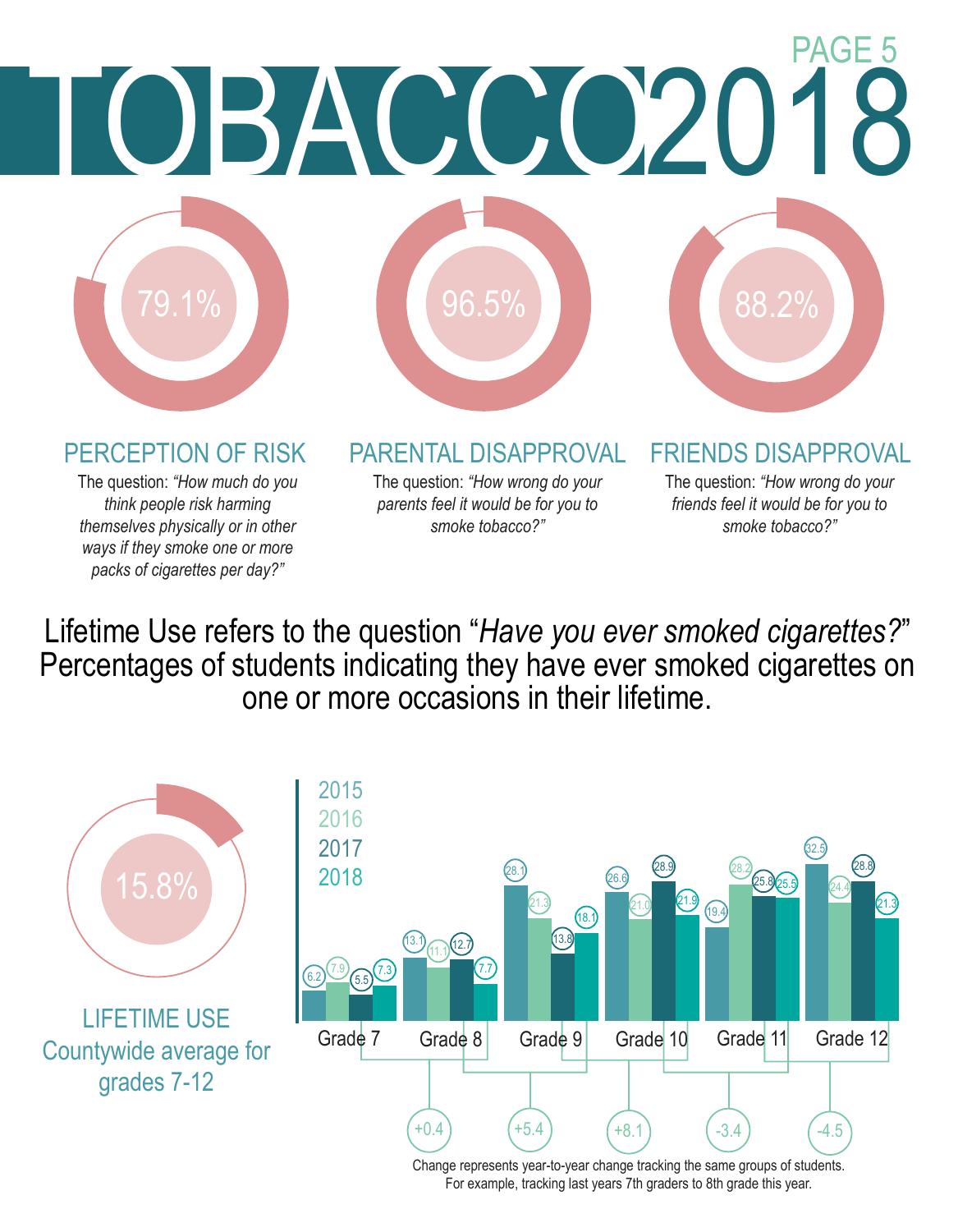# TOBACCO 2018

**79.1%**

## PERCEPTION OF RISK

The question: *"How much do you think people risk harming themselves physically or in other ways if they smoke one or more packs of cigarettes per day?"*

**96.5%**

## PARENTAL DISAPPROVAL

The question: *"How wrong do your parents feel it would be for you to smoke tobacco?"*

**88.2%**

## FRIENDS DISAPPROVAL

The question: *"How wrong do your friends feel it would be for you to smoke tobacco?"*

Lifetime Use refers to the question "*Have you ever smoked cigarettes?*" Percentages of students indicating they have ever smoked cigarettes on one or more occasions in their lifetime.

**15.8%**

## LIFETIME USE

Countywide average for grades 7-12

| Grade | 2015 | 2016 | 2017 | 2018 |
|---|---|---|---|---|
| Grade 7 | 6.2 | 7.9 | 5.5 | 7.3 |
| Grade 8 | 13.1 | 11.1 | 12.7 | 7.7 |
| Grade 9 | 28.1 | 21.3 | 13.8 | 18.1 |
| Grade 10 | 26.6 | 21.0 | 28.9 | 21.9 |
| Grade 11 | 19.4 | 28.2 | 25.8 | 25.5 |
| Grade 12 | 32.5 | 24.4 | 28.8 | 21.3 |

| Change | Value |
|---|---|
| Grade 7 → Grade 8 | +0.4 |
| Grade 8 → Grade 9 | +5.4 |
| Grade 9 → Grade 10 | +8.1 |
| Grade 10 → Grade 11 | -3.4 |
| Grade 11 → Grade 12 | -4.5 |

Change represents year-to-year change tracking the same groups of students. For example, tracking last years 7th graders to 8th grade this year.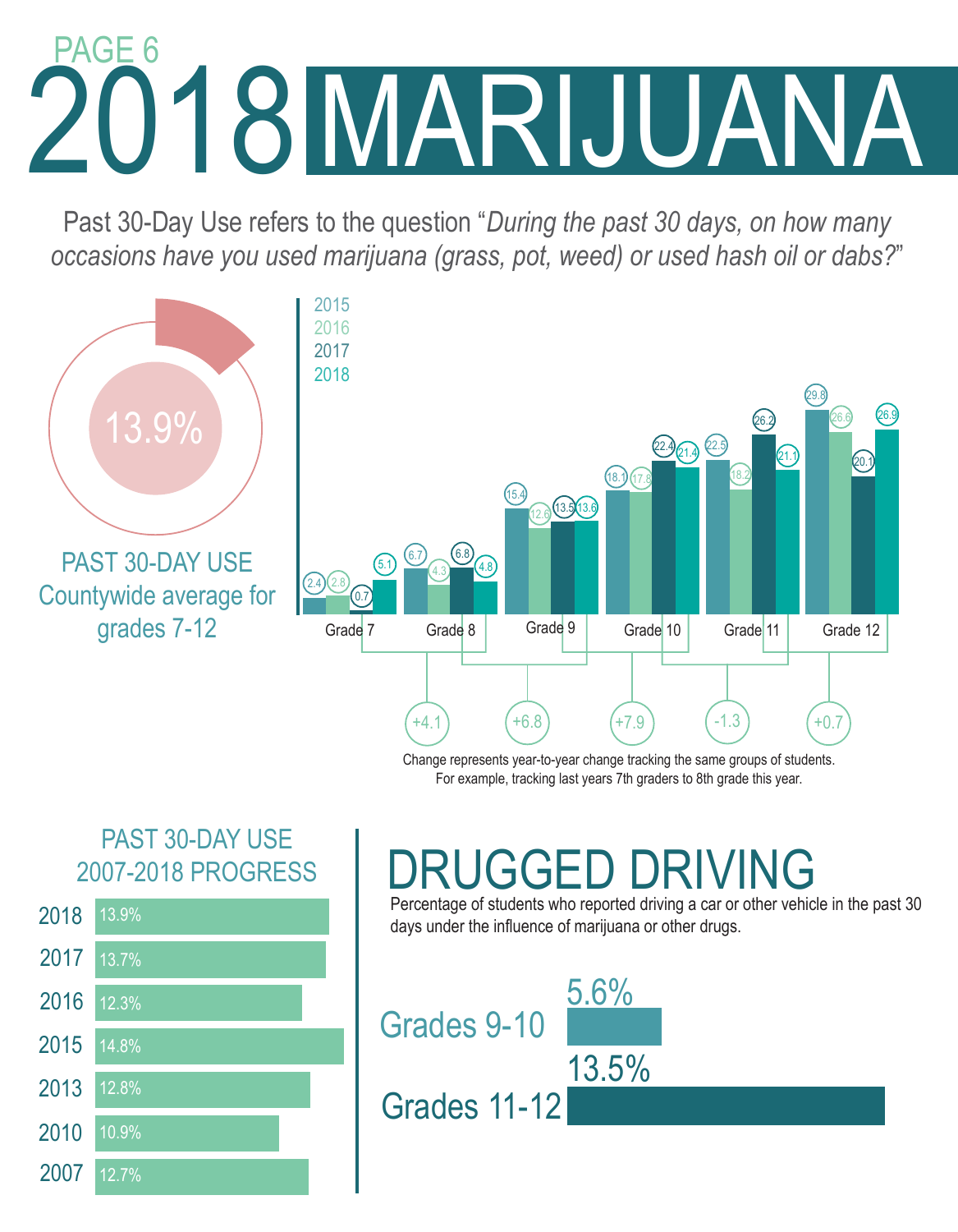PAGE 6

# 2018 MARIJUANA

Past 30-Day Use refers to the question "*During the past 30 days, on how many occasions have you used marijuana (grass, pot, weed) or used hash oil or dabs?*"

**13.9%**

PAST 30-DAY USE
Countywide average for grades 7-12

| Grade | 2015 | 2016 | 2017 | 2018 |
|---|---|---|---|---|
| Grade 7 | 2.4 | 2.8 | 0.7 | 5.1 |
| Grade 8 | 6.7 | 4.3 | 6.8 | 4.8 |
| Grade 9 | 15.4 | 12.6 | 13.5 | 13.6 |
| Grade 10 | 18.1 | 17.8 | 22.4 | 21.4 |
| Grade 11 | 22.5 | 18.2 | 26.2 | 21.1 |
| Grade 12 | 29.8 | 26.6 | 20.1 | 26.9 |

| Cohort change | Change |
|---|---|
| Grade 7 (2017) → Grade 8 (2018) | +4.1 |
| Grade 8 (2017) → Grade 9 (2018) | +6.8 |
| Grade 9 (2017) → Grade 10 (2018) | +7.9 |
| Grade 10 (2017) → Grade 11 (2018) | -1.3 |
| Grade 11 (2017) → Grade 12 (2018) | +0.7 |

Change represents year-to-year change tracking the same groups of students. For example, tracking last years 7th graders to 8th grade this year.

## PAST 30-DAY USE 2007-2018 PROGRESS

| Year | Percent |
|---|---|
| 2018 | 13.9% |
| 2017 | 13.7% |
| 2016 | 12.3% |
| 2015 | 14.8% |
| 2013 | 12.8% |
| 2010 | 10.9% |
| 2007 | 12.7% |

## DRUGGED DRIVING

Percentage of students who reported driving a car or other vehicle in the past 30 days under the influence of marijuana or other drugs.

| Grades | Percent |
|---|---|
| Grades 9-10 | 5.6% |
| Grades 11-12 | 13.5% |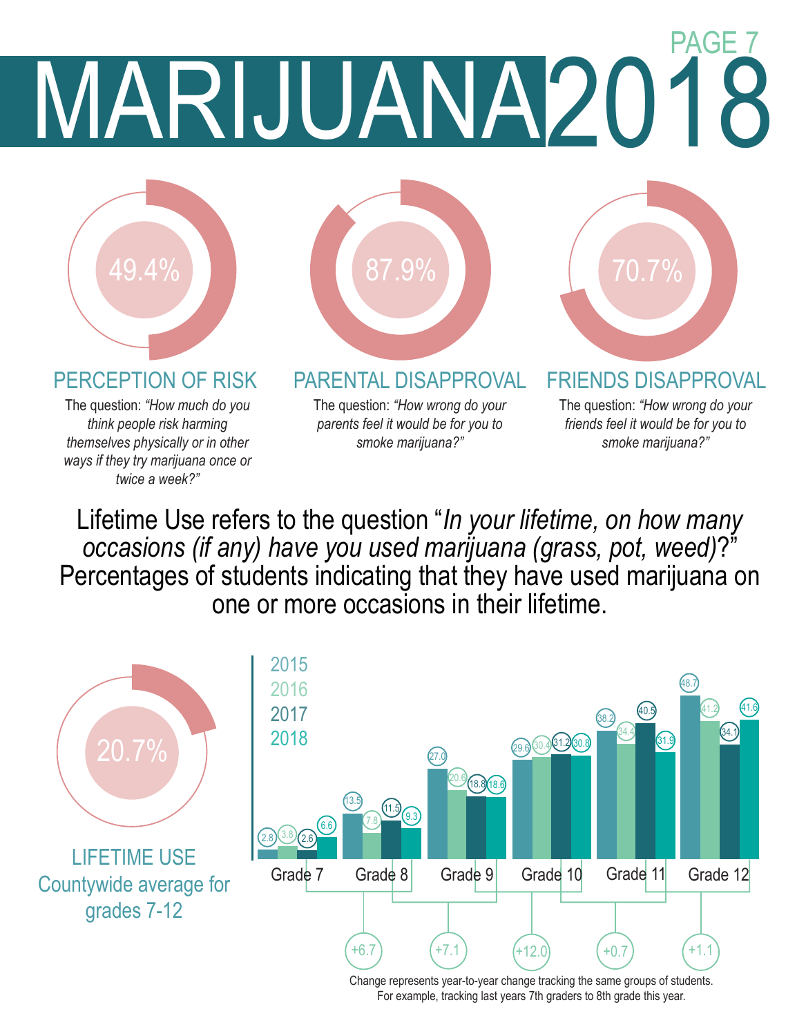# MARIJUANA 2018

## 49.4%

### PERCEPTION OF RISK

The question: *"How much do you think people risk harming themselves physically or in other ways if they try marijuana once or twice a week?"*

## 87.9%

### PARENTAL DISAPPROVAL

The question: *"How wrong do your parents feel it would be for you to smoke marijuana?"*

## 70.7%

### FRIENDS DISAPPROVAL

The question: *"How wrong do your friends feel it would be for you to smoke marijuana?"*

Lifetime Use refers to the question "*In your lifetime, on how many occasions (if any) have you used marijuana (grass, pot, weed)*?" Percentages of students indicating that they have used marijuana on one or more occasions in their lifetime.

## 20.7%

### LIFETIME USE
Countywide average for grades 7-12

| | 2015 | 2016 | 2017 | 2018 |
|---|---|---|---|---|
| Grade 7 | 2.8 | 3.8 | 2.6 | 6.6 |
| Grade 8 | 13.5 | 7.8 | 11.5 | 9.3 |
| Grade 9 | 27.0 | 20.6 | 18.8 | 18.6 |
| Grade 10 | 29.6 | 30.4 | 31.2 | 30.8 |
| Grade 11 | 38.2 | 34.4 | 40.5 | 31.9 |
| Grade 12 | 48.7 | 41.2 | 34.1 | 41.6 |

| Grades | Change |
|---|---|
| Grade 7 → Grade 8 | +6.7 |
| Grade 8 → Grade 9 | +7.1 |
| Grade 9 → Grade 10 | +12.0 |
| Grade 10 → Grade 11 | +0.7 |
| Grade 11 → Grade 12 | +1.1 |

Change represents year-to-year change tracking the same groups of students. For example, tracking last years 7th graders to 8th grade this year.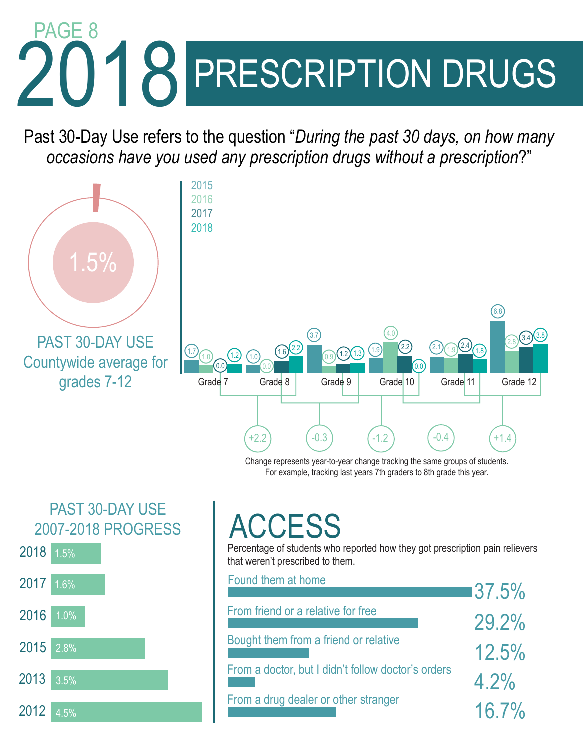PAGE 8

# 2018 PRESCRIPTION DRUGS

Past 30-Day Use refers to the question "*During the past 30 days, on how many occasions have you used any prescription drugs without a prescription*?"

**1.5%**

PAST 30-DAY USE
Countywide average for grades 7-12

| Grade | 2015 | 2016 | 2017 | 2018 |
|---|---|---|---|---|
| Grade 7 | 1.7 | 1.0 | 0.0 | 1.2 |
| Grade 8 | 1.0 | 0.0 | 1.6 | 2.2 |
| Grade 9 | 3.7 | 0.9 | 1.2 | 1.3 |
| Grade 10 | 1.9 | 4.0 | 2.2 | 0.0 |
| Grade 11 | 2.1 | 1.9 | 2.4 | 1.8 |
| Grade 12 | 6.8 | 2.8 | 3.4 | 3.8 |

| Change | Value |
|---|---|
| Grade 7 (2017) → Grade 8 (2018) | +2.2 |
| Grade 8 (2017) → Grade 9 (2018) | -0.3 |
| Grade 9 (2017) → Grade 10 (2018) | -1.2 |
| Grade 10 (2017) → Grade 11 (2018) | -0.4 |
| Grade 11 (2017) → Grade 12 (2018) | +1.4 |

Change represents year-to-year change tracking the same groups of students. For example, tracking last years 7th graders to 8th grade this year.

## PAST 30-DAY USE 2007-2018 PROGRESS

| Year | Percent |
|---|---|
| 2018 | 1.5% |
| 2017 | 1.6% |
| 2016 | 1.0% |
| 2015 | 2.8% |
| 2013 | 3.5% |
| 2012 | 4.5% |

## ACCESS

Percentage of students who reported how they got prescription pain relievers that weren't prescribed to them.

| Source | Percent |
|---|---|
| Found them at home | 37.5% |
| From friend or a relative for free | 29.2% |
| Bought them from a friend or relative | 12.5% |
| From a doctor, but I didn't follow doctor's orders | 4.2% |
| From a drug dealer or other stranger | 16.7% |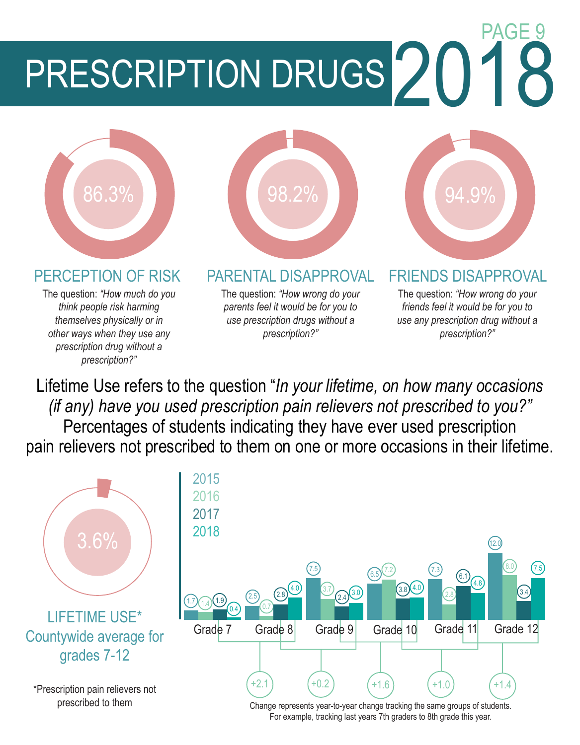# PRESCRIPTION DRUGS 2018

## PERCEPTION OF RISK

86.3%

The question: *"How much do you think people risk harming themselves physically or in other ways when they use any prescription drug without a prescription?"*

## PARENTAL DISAPPROVAL

98.2%

The question: *"How wrong do your parents feel it would be for you to use prescription drugs without a prescription?"*

## FRIENDS DISAPPROVAL

94.9%

The question: *"How wrong do your friends feel it would be for you to use any prescription drug without a prescription?"*

Lifetime Use refers to the question "*In your lifetime, on how many occasions (if any) have you used prescription pain relievers not prescribed to you?"* Percentages of students indicating they have ever used prescription pain relievers not prescribed to them on one or more occasions in their lifetime.

## LIFETIME USE*

3.6%

Countywide average for grades 7-12

*Prescription pain relievers not prescribed to them

| Grade | 2015 | 2016 | 2017 | 2018 |
|---|---|---|---|---|
| Grade 7 | 1.7 | 1.4 | 1.9 | 0.4 |
| Grade 8 | 2.5 | 0.7 | 2.8 | 4.0 |
| Grade 9 | 7.5 | 3.7 | 2.4 | 3.0 |
| Grade 10 | 6.5 | 7.2 | 3.8 | 4.0 |
| Grade 11 | 7.3 | 2.8 | 6.1 | 4.8 |
| Grade 12 | 12.0 | 8.0 | 3.4 | 7.5 |

| Change | Value |
|---|---|
| Grade 7 (2017) → Grade 8 (2018) | +2.1 |
| Grade 8 (2017) → Grade 9 (2018) | +0.2 |
| Grade 9 (2017) → Grade 10 (2018) | +1.6 |
| Grade 10 (2017) → Grade 11 (2018) | +1.0 |
| Grade 11 (2017) → Grade 12 (2018) | +1.4 |

Change represents year-to-year change tracking the same groups of students. For example, tracking last years 7th graders to 8th grade this year.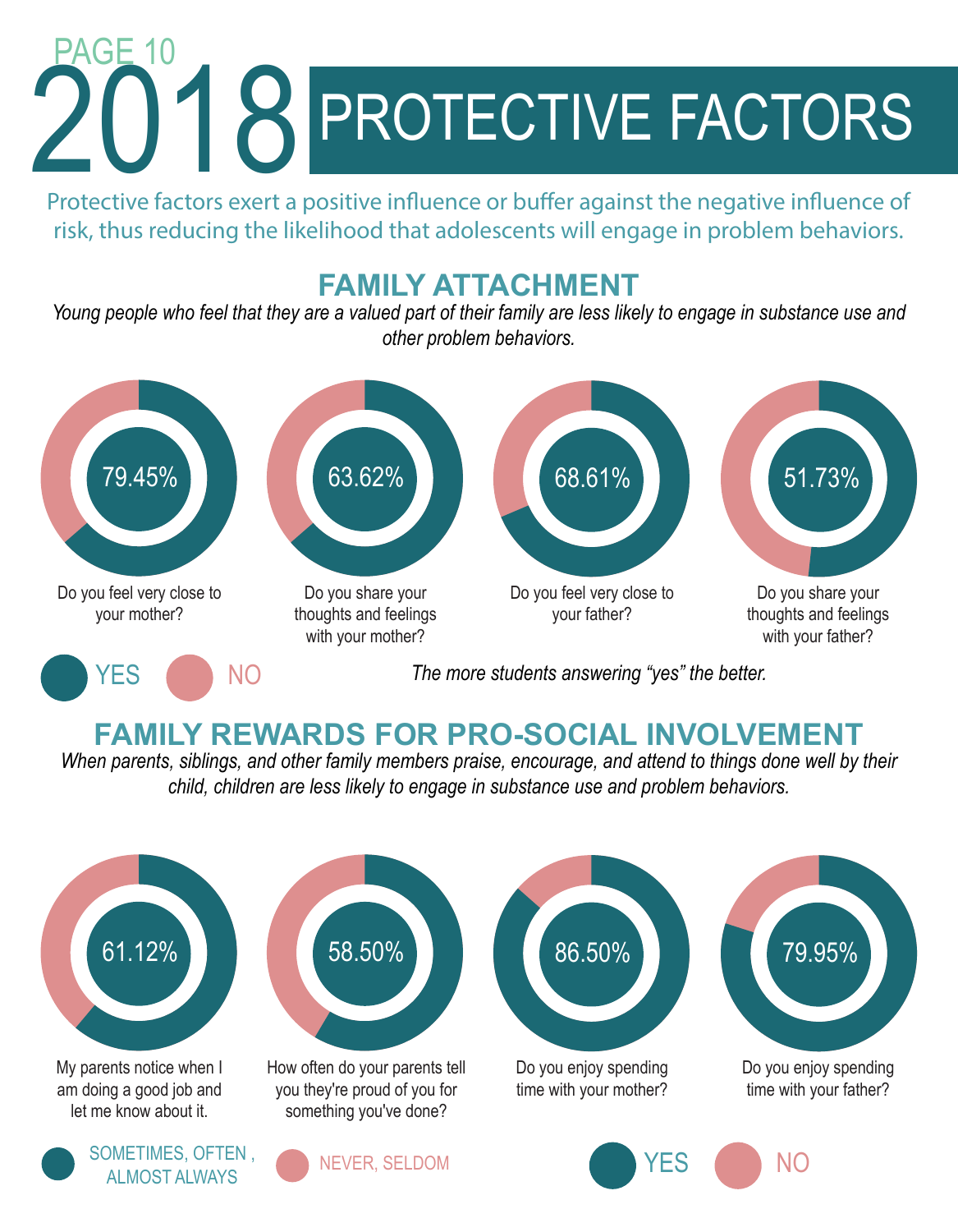# 2018 PROTECTIVE FACTORS

Protective factors exert a positive influence or buffer against the negative influence of risk, thus reducing the likelihood that adolescents will engage in problem behaviors.

## FAMILY ATTACHMENT

*Young people who feel that they are a valued part of their family are less likely to engage in substance use and other problem behaviors.*

| Question | YES |
|---|---|
| Do you feel very close to your mother? | 79.45% |
| Do you share your thoughts and feelings with your mother? | 63.62% |
| Do you feel very close to your father? | 68.61% |
| Do you share your thoughts and feelings with your father? | 51.73% |

YES / NO

*The more students answering "yes" the better.*

## FAMILY REWARDS FOR PRO-SOCIAL INVOLVEMENT

*When parents, siblings, and other family members praise, encourage, and attend to things done well by their child, children are less likely to engage in substance use and problem behaviors.*

| Question | Percentage |
|---|---|
| My parents notice when I am doing a good job and let me know about it. | 61.12% |
| How often do your parents tell you they're proud of you for something you've done? | 58.50% |
| Do you enjoy spending time with your mother? | 86.50% |
| Do you enjoy spending time with your father? | 79.95% |

SOMETIMES, OFTEN, ALMOST ALWAYS / NEVER, SELDOM

YES / NO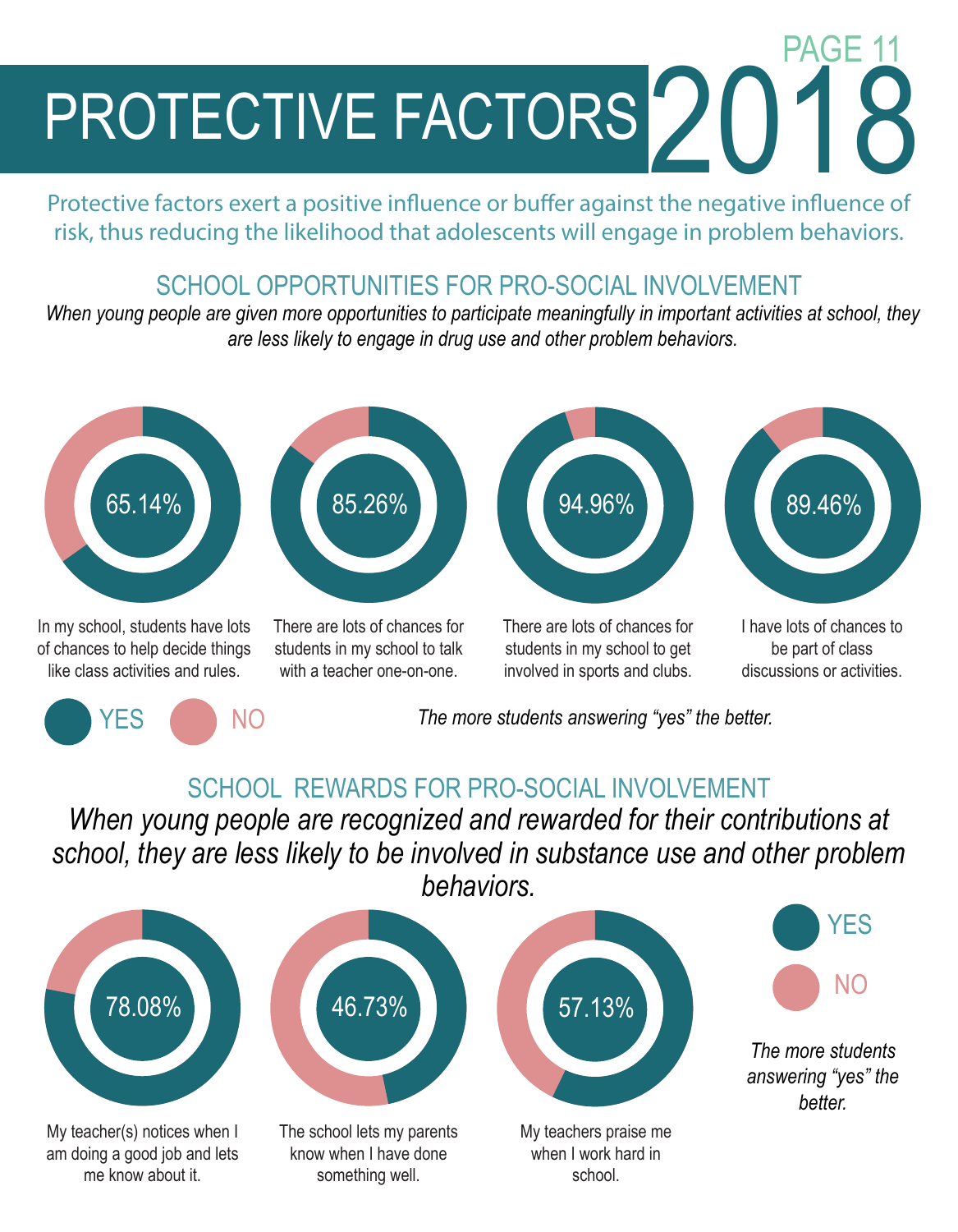# PROTECTIVE FACTORS 2018

Protective factors exert a positive influence or buffer against the negative influence of risk, thus reducing the likelihood that adolescents will engage in problem behaviors.

## SCHOOL OPPORTUNITIES FOR PRO-SOCIAL INVOLVEMENT

*When young people are given more opportunities to participate meaningfully in important activities at school, they are less likely to engage in drug use and other problem behaviors.*

| Statement | YES |
| --- | --- |
| In my school, students have lots of chances to help decide things like class activities and rules. | 65.14% |
| There are lots of chances for students in my school to talk with a teacher one-on-one. | 85.26% |
| There are lots of chances for students in my school to get involved in sports and clubs. | 94.96% |
| I have lots of chances to be part of class discussions or activities. | 89.46% |

YES NO

*The more students answering "yes" the better.*

## SCHOOL REWARDS FOR PRO-SOCIAL INVOLVEMENT

*When young people are recognized and rewarded for their contributions at school, they are less likely to be involved in substance use and other problem behaviors.*

| Statement | YES |
| --- | --- |
| My teacher(s) notices when I am doing a good job and lets me know about it. | 78.08% |
| The school lets my parents know when I have done something well. | 46.73% |
| My teachers praise me when I work hard in school. | 57.13% |

YES NO

*The more students answering "yes" the better.*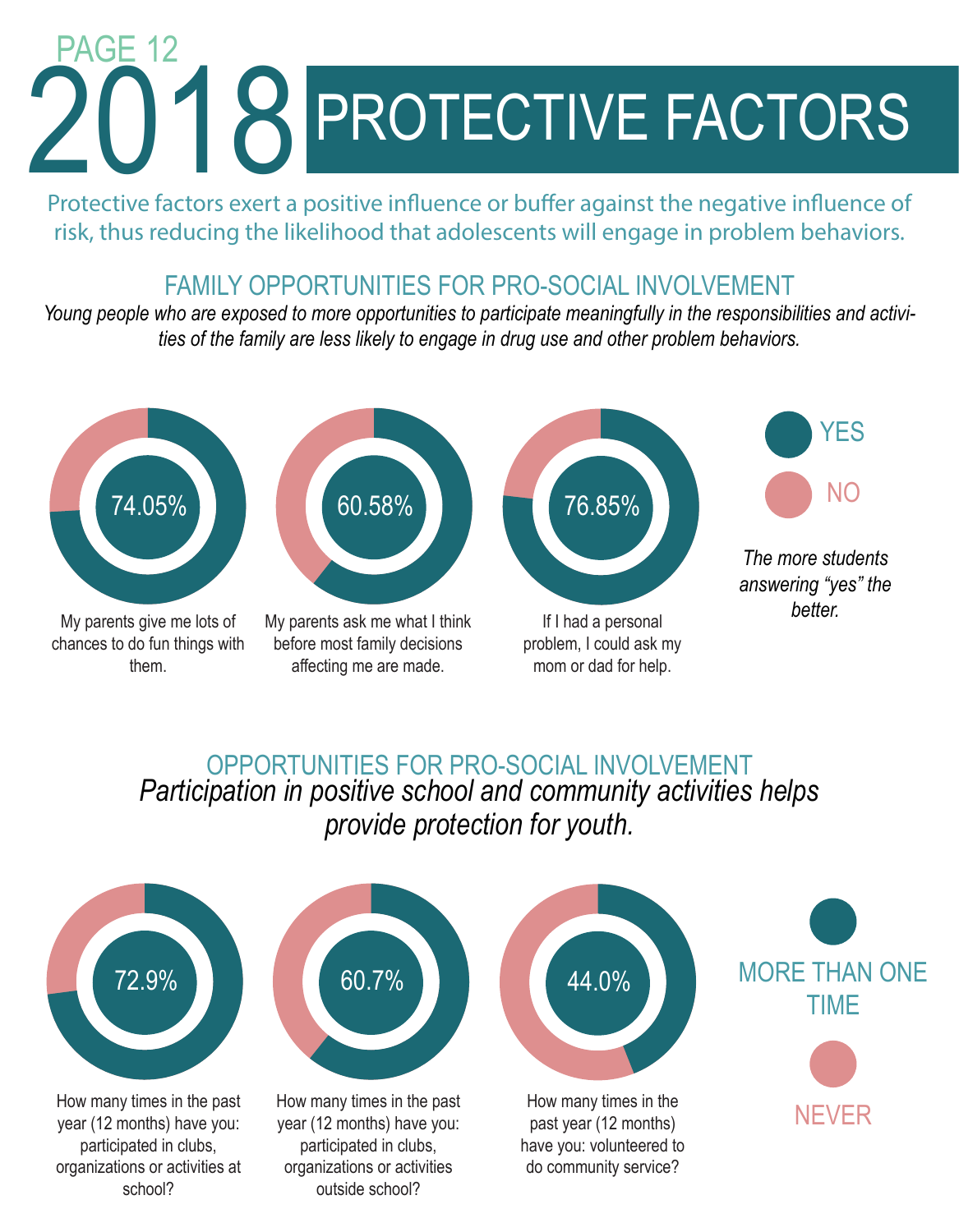# 2018 PROTECTIVE FACTORS

Protective factors exert a positive influence or buffer against the negative influence of risk, thus reducing the likelihood that adolescents will engage in problem behaviors.

## FAMILY OPPORTUNITIES FOR PRO-SOCIAL INVOLVEMENT

*Young people who are exposed to more opportunities to participate meaningfully in the responsibilities and activities of the family are less likely to engage in drug use and other problem behaviors.*

74.05%

My parents give me lots of chances to do fun things with them.

60.58%

My parents ask me what I think before most family decisions affecting me are made.

76.85%

If I had a personal problem, I could ask my mom or dad for help.

YES

NO

*The more students answering "yes" the better.*

## OPPORTUNITIES FOR PRO-SOCIAL INVOLVEMENT

*Participation in positive school and community activities helps provide protection for youth.*

72.9%

How many times in the past year (12 months) have you: participated in clubs, organizations or activities at school?

60.7%

How many times in the past year (12 months) have you: participated in clubs, organizations or activities outside school?

44.0%

How many times in the past year (12 months) have you: volunteered to do community service?

MORE THAN ONE TIME

NEVER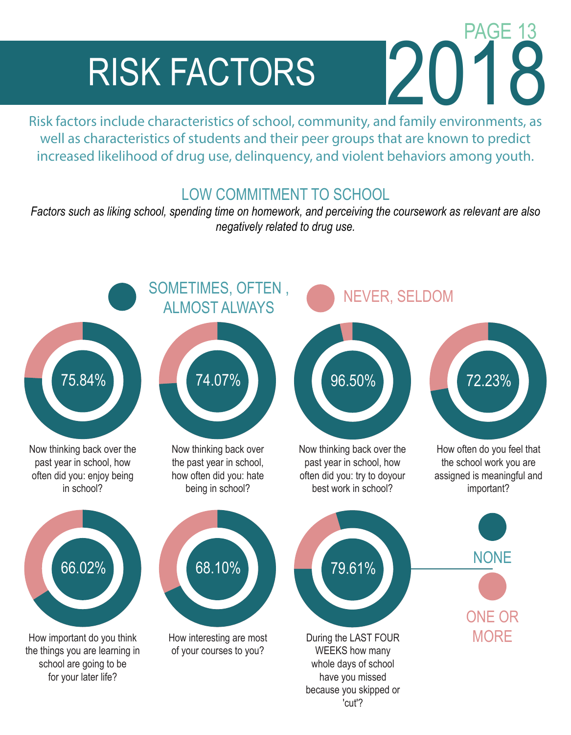# RISK FACTORS

Risk factors include characteristics of school, community, and family environments, as well as characteristics of students and their peer groups that are known to predict increased likelihood of drug use, delinquency, and violent behaviors among youth.

## LOW COMMITMENT TO SCHOOL

*Factors such as liking school, spending time on homework, and perceiving the coursework as relevant are also negatively related to drug use.*

SOMETIMES, OFTEN , ALMOST ALWAYS

NEVER, SELDOM

75.84%

Now thinking back over the past year in school, how often did you: enjoy being in school?

74.07%

Now thinking back over the past year in school, how often did you: hate being in school?

96.50%

Now thinking back over the past year in school, how often did you: try to doyour best work in school?

72.23%

How often do you feel that the school work you are assigned is meaningful and important?

66.02%

How important do you think the things you are learning in school are going to be for your later life?

68.10%

How interesting are most of your courses to you?

79.61%

During the LAST FOUR WEEKS how many whole days of school have you missed because you skipped or 'cut'?

NONE

ONE OR MORE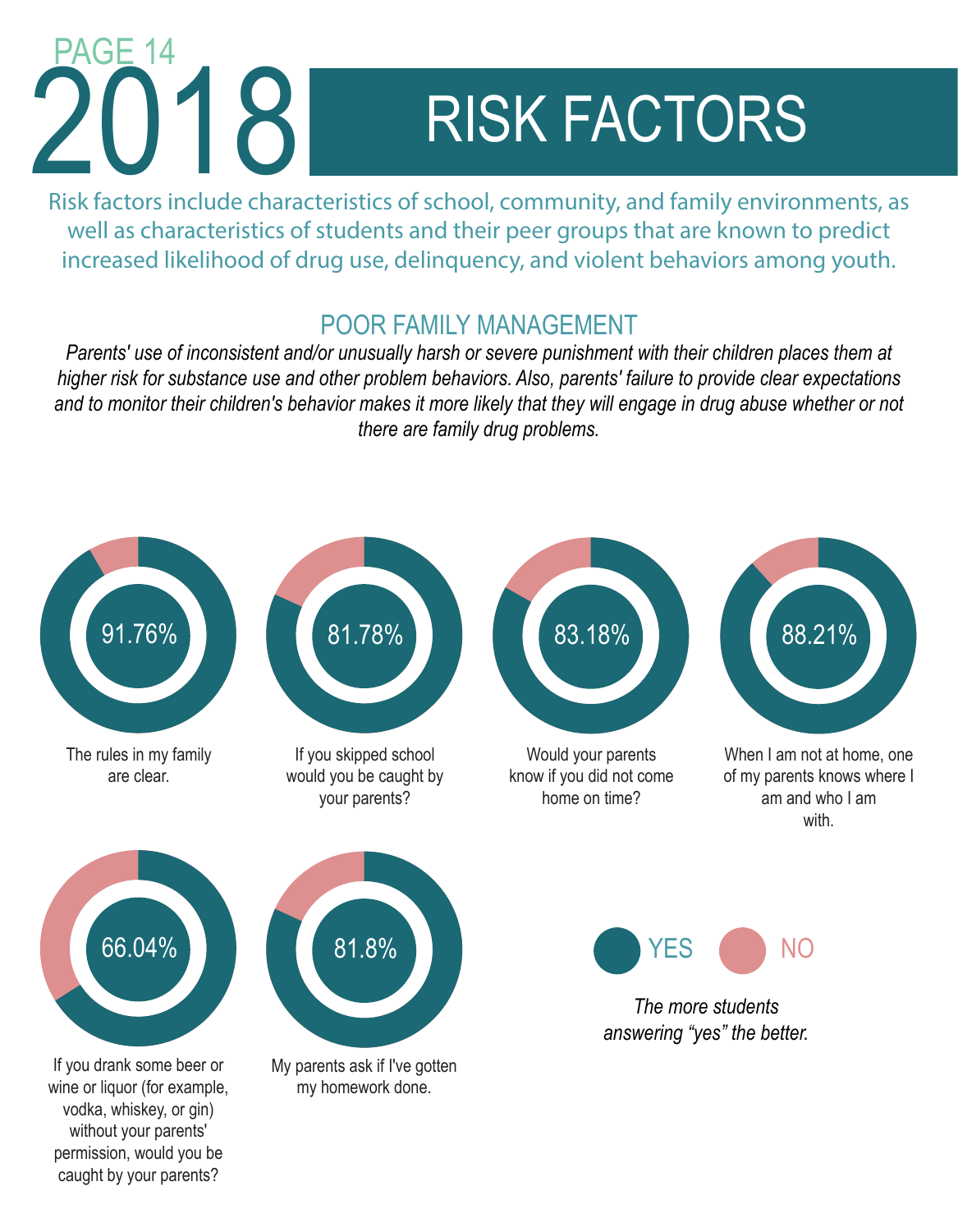# 2018 RISK FACTORS

Risk factors include characteristics of school, community, and family environments, as well as characteristics of students and their peer groups that are known to predict increased likelihood of drug use, delinquency, and violent behaviors among youth.

## POOR FAMILY MANAGEMENT

*Parents' use of inconsistent and/or unusually harsh or severe punishment with their children places them at higher risk for substance use and other problem behaviors. Also, parents' failure to provide clear expectations and to monitor their children's behavior makes it more likely that they will engage in drug abuse whether or not there are family drug problems.*

91.76%

The rules in my family are clear.

81.78%

If you skipped school would you be caught by your parents?

83.18%

Would your parents know if you did not come home on time?

88.21%

When I am not at home, one of my parents knows where I am and who I am with.

66.04%

If you drank some beer or wine or liquor (for example, vodka, whiskey, or gin) without your parents' permission, would you be caught by your parents?

81.8%

My parents ask if I've gotten my homework done.

YES NO

*The more students answering "yes" the better.*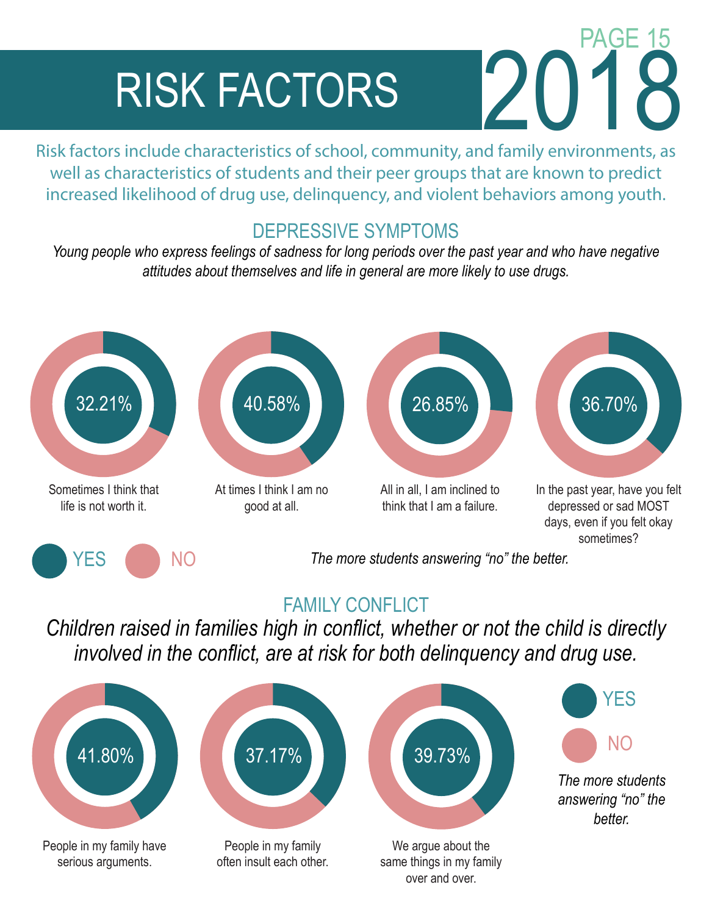# RISK FACTORS 2018

Risk factors include characteristics of school, community, and family environments, as well as characteristics of students and their peer groups that are known to predict increased likelihood of drug use, delinquency, and violent behaviors among youth.

## DEPRESSIVE SYMPTOMS

*Young people who express feelings of sadness for long periods over the past year and who have negative attitudes about themselves and life in general are more likely to use drugs.*

| Statement | YES |
| --- | --- |
| Sometimes I think that life is not worth it. | 32.21% |
| At times I think I am no good at all. | 40.58% |
| All in all, I am inclined to think that I am a failure. | 26.85% |
| In the past year, have you felt depressed or sad MOST days, even if you felt okay sometimes? | 36.70% |

YES NO

*The more students answering "no" the better.*

## FAMILY CONFLICT

*Children raised in families high in conflict, whether or not the child is directly involved in the conflict, are at risk for both delinquency and drug use.*

| Statement | YES |
| --- | --- |
| People in my family have serious arguments. | 41.80% |
| People in my family often insult each other. | 37.17% |
| We argue about the same things in my family over and over. | 39.73% |

YES NO

*The more students answering "no" the better.*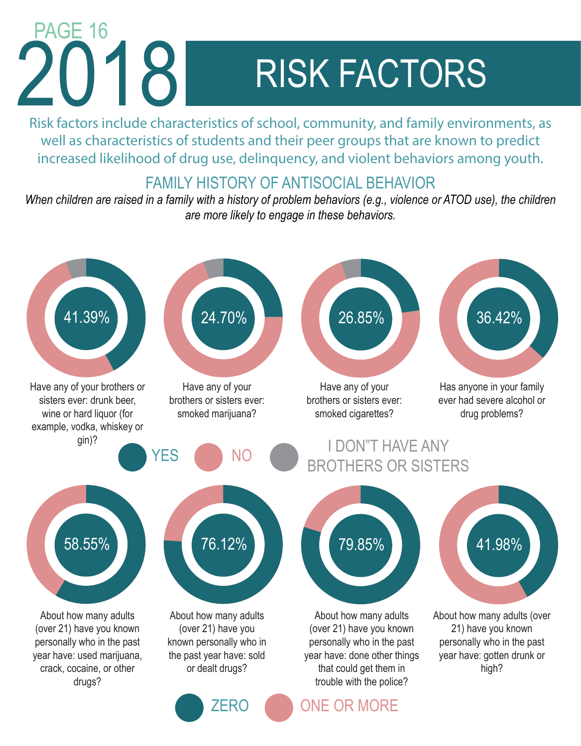# 2018 RISK FACTORS

Risk factors include characteristics of school, community, and family environments, as well as characteristics of students and their peer groups that are known to predict increased likelihood of drug use, delinquency, and violent behaviors among youth.

## FAMILY HISTORY OF ANTISOCIAL BEHAVIOR

*When children are raised in a family with a history of problem behaviors (e.g., violence or ATOD use), the children are more likely to engage in these behaviors.*

41.39%

Have any of your brothers or sisters ever: drunk beer, wine or hard liquor (for example, vodka, whiskey or gin)?

24.70%

Have any of your brothers or sisters ever: smoked marijuana?

26.85%

Have any of your brothers or sisters ever: smoked cigarettes?

36.42%

Has anyone in your family ever had severe alcohol or drug problems?

YES | NO | I DON"T HAVE ANY BROTHERS OR SISTERS

58.55%

About how many adults (over 21) have you known personally who in the past year have: used marijuana, crack, cocaine, or other drugs?

76.12%

About how many adults (over 21) have you known personally who in the past year have: sold or dealt drugs?

79.85%

About how many adults (over 21) have you known personally who in the past year have: done other things that could get them in trouble with the police?

41.98%

About how many adults (over 21) have you known personally who in the past year have: gotten drunk or high?

ZERO | ONE OR MORE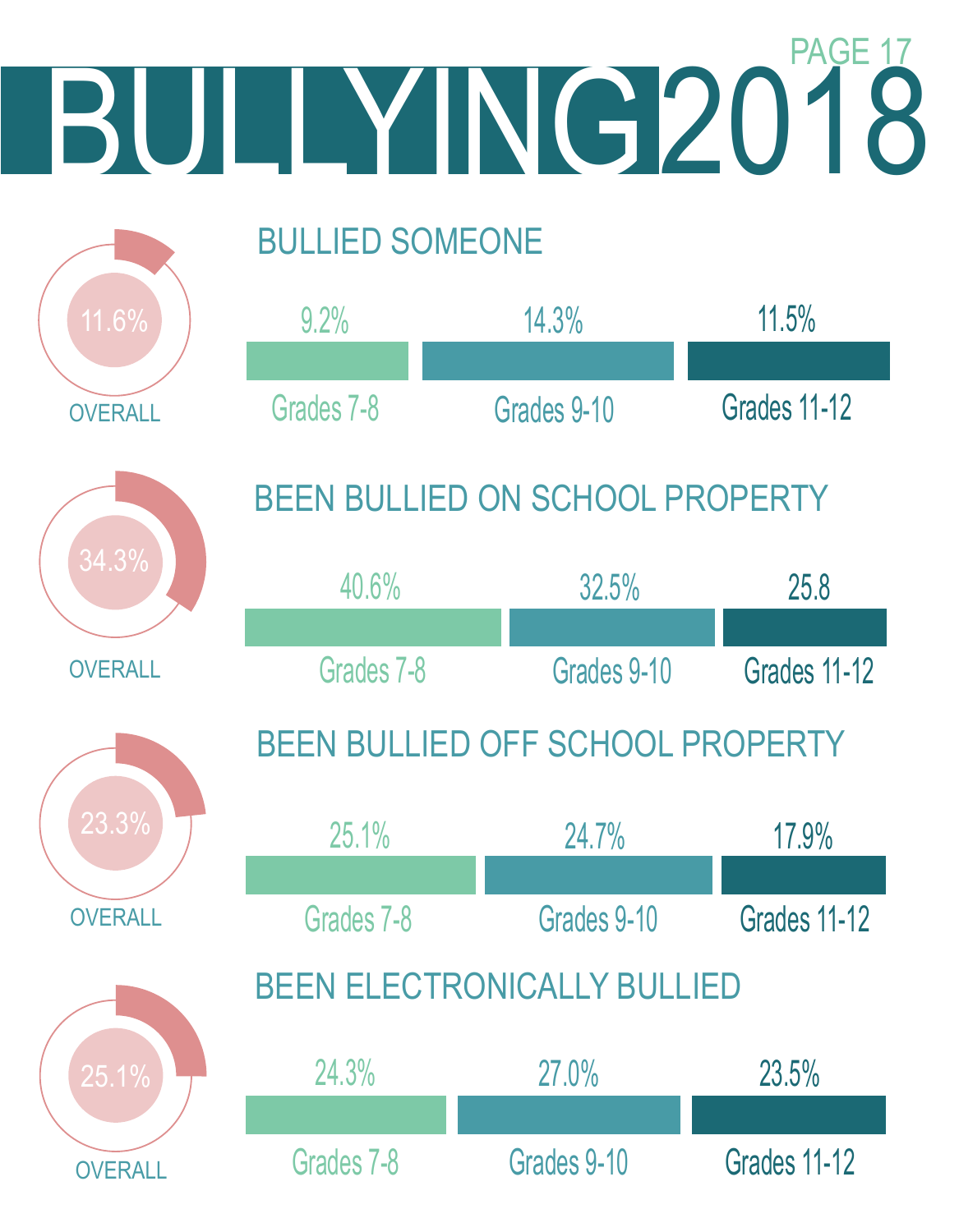# BULLYING 2018

## BULLIED SOMEONE

| Overall | Grades 7-8 | Grades 9-10 | Grades 11-12 |
|---|---|---|---|
| 11.6% | 9.2% | 14.3% | 11.5% |

## BEEN BULLIED ON SCHOOL PROPERTY

| Overall | Grades 7-8 | Grades 9-10 | Grades 11-12 |
|---|---|---|---|
| 34.3% | 40.6% | 32.5% | 25.8 |

## BEEN BULLIED OFF SCHOOL PROPERTY

| Overall | Grades 7-8 | Grades 9-10 | Grades 11-12 |
|---|---|---|---|
| 23.3% | 25.1% | 24.7% | 17.9% |

## BEEN ELECTRONICALLY BULLIED

| Overall | Grades 7-8 | Grades 9-10 | Grades 11-12 |
|---|---|---|---|
| 25.1% | 24.3% | 27.0% | 23.5% |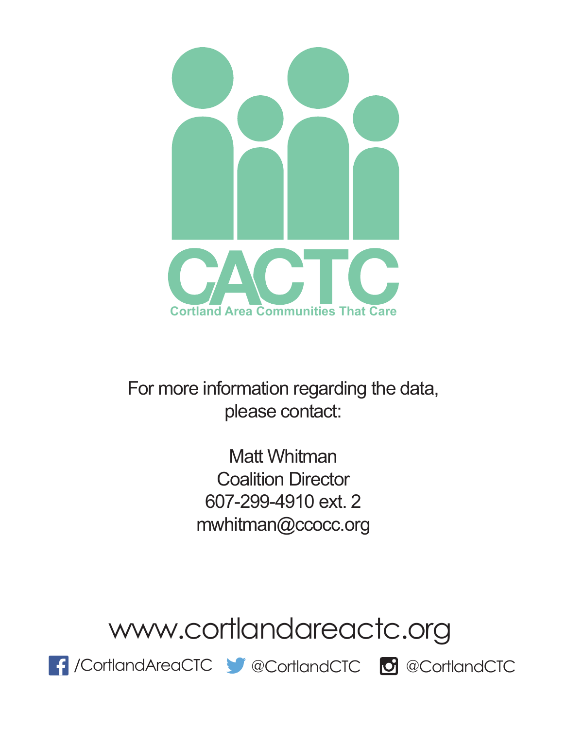CACTC

Cortland Area Communities That Care

For more information regarding the data, please contact:

Matt Whitman
Coalition Director
607-299-4910 ext. 2
mwhitman@ccocc.org

www.cortlandareactc.org

/CortlandAreaCTC @CortlandCTC @CortlandCTC